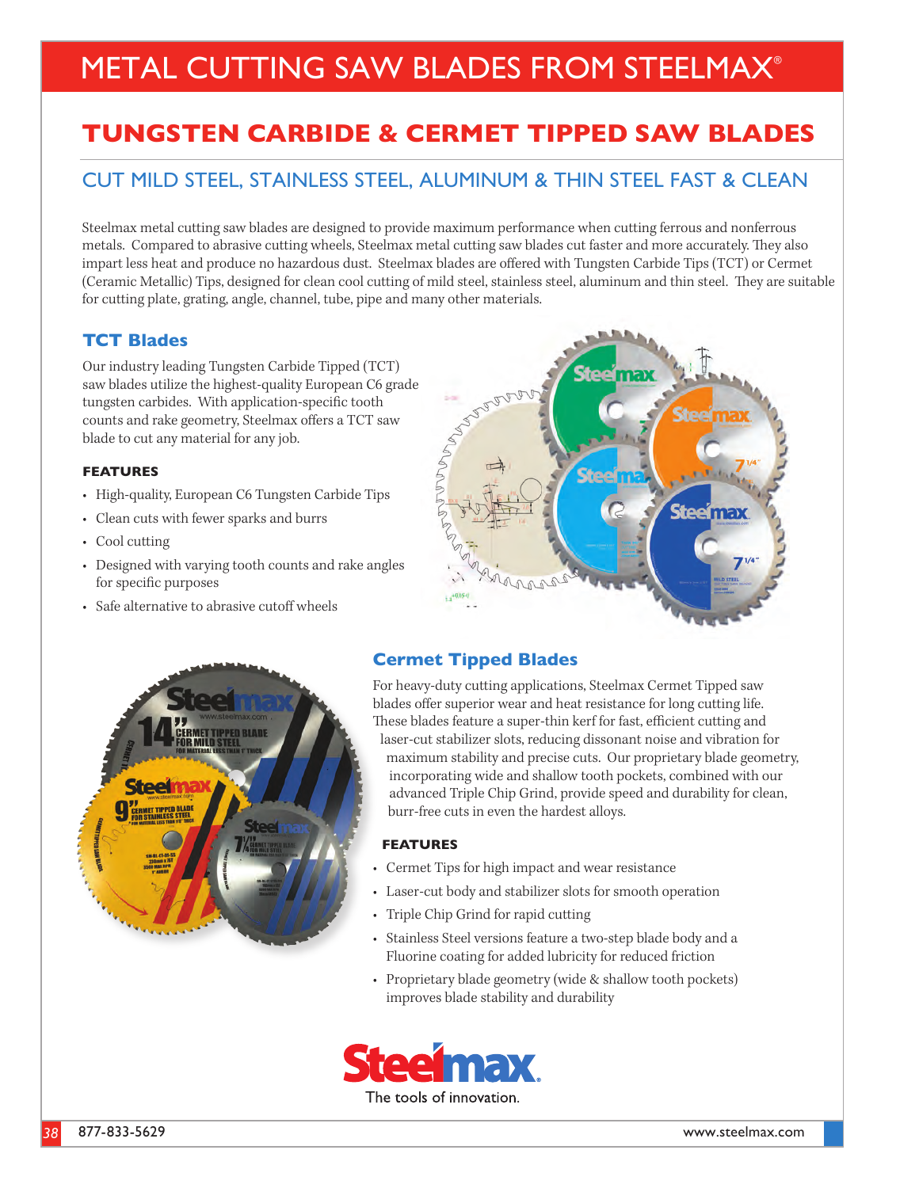# METAL CUTTING SAW BLADES FROM STEELMAX®

## TUNGSTEN CARBIDE & CERMET TIPPED SAW BLADES

### CUT MILD STEEL, STAINLESS STEEL, ALUMINUM & THIN STEEL FAST & CLEAN

Steelmax metal cutting saw blades are designed to provide maximum performance when cutting ferrous and nonferrous metals. Compared to abrasive cutting wheels, Steelmax metal cutting saw blades cut faster and more accurately. They also impart less heat and produce no hazardous dust. Steelmax blades are offered with Tungsten Carbide Tips (TCT) or Cermet (Ceramic Metallic) Tips, designed for clean cool cutting of mild steel, stainless steel, aluminum and thin steel. They are suitable for cutting plate, grating, angle, channel, tube, pipe and many other materials.

### TCT Blades

Our industry leading Tungsten Carbide Tipped (TCT) saw blades utilize the highest-quality European C6 grade tungsten carbides. With application-specific tooth counts and rake geometry, Steelmax offers a TCT saw blade to cut any material for any job.

**FEATURES**

- High-quality, European C6 Tungsten Carbide Tips
- Clean cuts with fewer sparks and burrs
- Cool cutting
- Designed with varying tooth counts and rake angles for specific purposes
- Safe alternative to abrasive cutoff wheels

### Cermet Tipped Blades

For heavy-duty cutting applications, Steelmax Cermet Tipped saw blades offer superior wear and heat resistance for long cutting life. These blades feature a super-thin kerf for fast, efficient cutting and laser-cut stabilizer slots, reducing dissonant noise and vibration for maximum stability and precise cuts. Our proprietary blade geometry, incorporating wide and shallow tooth pockets, combined with our advanced Triple Chip Grind, provide speed and durability for clean, burr-free cuts in even the hardest alloys.

**FEATURES**

- Cermet Tips for high impact and wear resistance
- Laser-cut body and stabilizer slots for smooth operation
- Triple Chip Grind for rapid cutting
- Stainless Steel versions feature a two-step blade body and a Fluorine coating for added lubricity for reduced friction
- Proprietary blade geometry (wide & shallow tooth pockets) improves blade stability and durability

Steelmax
The tools of innovation.

877-833-5629 www.steelmax.com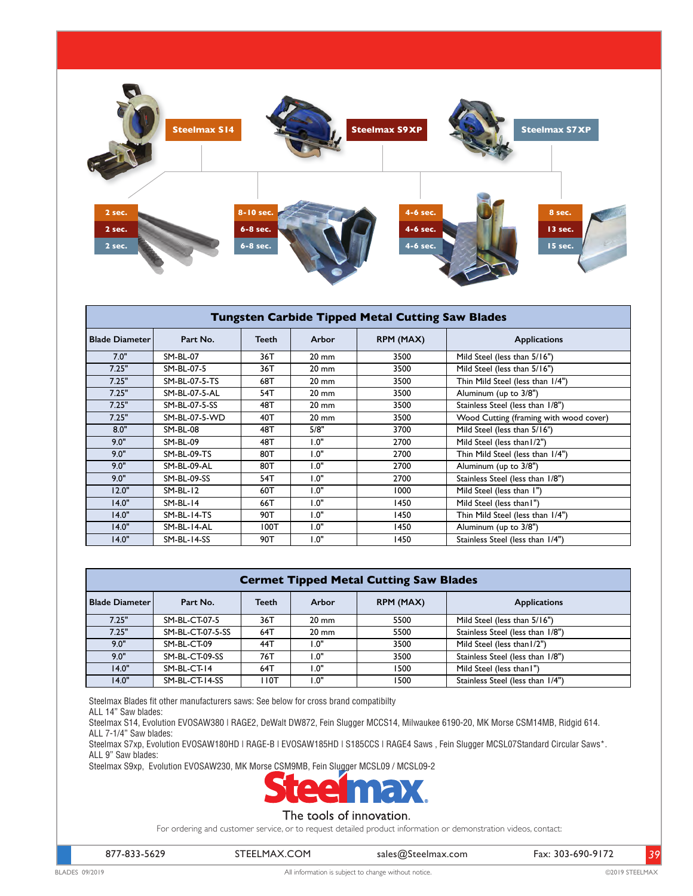Steelmax S14 | Steelmax S9XP | Steelmax S7XP

2 sec. | 8-10 sec. | 4-6 sec. | 8 sec.

2 sec. | 6-8 sec. | 4-6 sec. | 13 sec.

2 sec. | 6-8 sec. | 4-6 sec. | 15 sec.

## Tungsten Carbide Tipped Metal Cutting Saw Blades

| Blade Diameter | Part No. | Teeth | Arbor | RPM (MAX) | Applications |
|---|---|---|---|---|---|
| 7.0" | SM-BL-07 | 36T | 20 mm | 3500 | Mild Steel (less than 5/16") |
| 7.25" | SM-BL-07-5 | 36T | 20 mm | 3500 | Mild Steel (less than 5/16") |
| 7.25" | SM-BL-07-5-TS | 68T | 20 mm | 3500 | Thin Mild Steel (less than 1/4") |
| 7.25" | SM-BL-07-5-AL | 54T | 20 mm | 3500 | Aluminum (up to 3/8") |
| 7.25" | SM-BL-07-5-SS | 48T | 20 mm | 3500 | Stainless Steel (less than 1/8") |
| 7.25" | SM-BL-07-5-WD | 40T | 20 mm | 3500 | Wood Cutting (framing with wood cover) |
| 8.0" | SM-BL-08 | 48T | 5/8" | 3700 | Mild Steel (less than 5/16") |
| 9.0" | SM-BL-09 | 48T | 1.0" | 2700 | Mild Steel (less than1/2") |
| 9.0" | SM-BL-09-TS | 80T | 1.0" | 2700 | Thin Mild Steel (less than 1/4") |
| 9.0" | SM-BL-09-AL | 80T | 1.0" | 2700 | Aluminum (up to 3/8") |
| 9.0" | SM-BL-09-SS | 54T | 1.0" | 2700 | Stainless Steel (less than 1/8") |
| 12.0" | SM-BL-12 | 60T | 1.0" | 1000 | Mild Steel (less than 1") |
| 14.0" | SM-BL-14 | 66T | 1.0" | 1450 | Mild Steel (less than1") |
| 14.0" | SM-BL-14-TS | 90T | 1.0" | 1450 | Thin Mild Steel (less than 1/4") |
| 14.0" | SM-BL-14-AL | 100T | 1.0" | 1450 | Aluminum (up to 3/8") |
| 14.0" | SM-BL-14-SS | 90T | 1.0" | 1450 | Stainless Steel (less than 1/4") |

## Cermet Tipped Metal Cutting Saw Blades

| Blade Diameter | Part No. | Teeth | Arbor | RPM (MAX) | Applications |
|---|---|---|---|---|---|
| 7.25" | SM-BL-CT-07-5 | 36T | 20 mm | 5500 | Mild Steel (less than 5/16") |
| 7.25" | SM-BL-CT07-5-SS | 64T | 20 mm | 5500 | Stainless Steel (less than 1/8") |
| 9.0" | SM-BL-CT-09 | 44T | 1.0" | 3500 | Mild Steel (less than1/2") |
| 9.0" | SM-BL-CT-09-SS | 76T | 1.0" | 3500 | Stainless Steel (less than 1/8") |
| 14.0" | SM-BL-CT-14 | 64T | 1.0" | 1500 | Mild Steel (less than1") |
| 14.0" | SM-BL-CT-14-SS | 110T | 1.0" | 1500 | Stainless Steel (less than 1/4") |

Steelmax Blades fit other manufacturers saws: See below for cross brand compatibilty

ALL 14" Saw blades:

Steelmax S14, Evolution EVOSAW380 I RAGE2, DeWalt DW872, Fein Slugger MCCS14, Milwaukee 6190-20, MK Morse CSM14MB, Ridgid 614.

ALL 7-1/4" Saw blades:

Steelmax S7xp, Evolution EVOSAW180HD I RAGE-B I EVOSAW185HD I S185CCS I RAGE4 Saws , Fein Slugger MCSL07Standard Circular Saws*.

ALL 9" Saw blades:

Steelmax S9xp, Evolution EVOSAW230, MK Morse CSM9MB, Fein Slugger MCSL09 / MCSL09-2

**Steelmax**

The tools of innovation.

For ordering and customer service, or to request detailed product information or demonstration videos, contact:

877-833-5629 | STEELMAX.COM | sales@Steelmax.com | Fax: 303-690-9172

BLADES 09/2019 | All information is subject to change without notice. | ©2019 STEELMAX